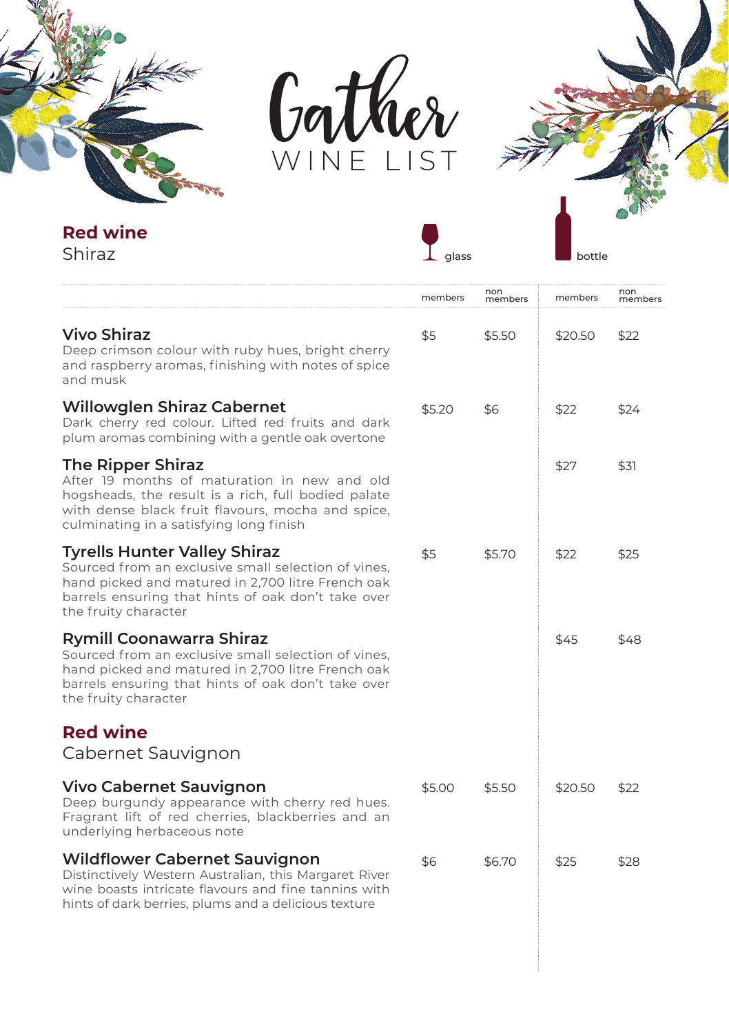# Gather

## WINE LIST

## Red wine

### Shiraz

| | Glass – members | Glass – non members | Bottle – members | Bottle – non members |
|---|---|---|---|---|
| **Vivo Shiraz**<br>Deep crimson colour with ruby hues, bright cherry and raspberry aromas, finishing with notes of spice and musk | $5 | $5.50 | $20.50 | $22 |
| **Willowglen Shiraz Cabernet**<br>Dark cherry red colour. Lifted red fruits and dark plum aromas combining with a gentle oak overtone | $5.20 | $6 | $22 | $24 |
| **The Ripper Shiraz**<br>After 19 months of maturation in new and old hogsheads, the result is a rich, full bodied palate with dense black fruit flavours, mocha and spice, culminating in a satisfying long finish | | | $27 | $31 |
| **Tyrells Hunter Valley Shiraz**<br>Sourced from an exclusive small selection of vines, hand picked and matured in 2,700 litre French oak barrels ensuring that hints of oak don't take over the fruity character | $5 | $5.70 | $22 | $25 |
| **Rymill Coonawarra Shiraz**<br>Sourced from an exclusive small selection of vines, hand picked and matured in 2,700 litre French oak barrels ensuring that hints of oak don't take over the fruity character | | | $45 | $48 |

## Red wine

### Cabernet Sauvignon

| | Glass – members | Glass – non members | Bottle – members | Bottle – non members |
|---|---|---|---|---|
| **Vivo Cabernet Sauvignon**<br>Deep burgundy appearance with cherry red hues. Fragrant lift of red cherries, blackberries and an underlying herbaceous note | $5.00 | $5.50 | $20.50 | $22 |
| **Wildflower Cabernet Sauvignon**<br>Distinctively Western Australian, this Margaret River wine boasts intricate flavours and fine tannins with hints of dark berries, plums and a delicious texture | $6 | $6.70 | $25 | $28 |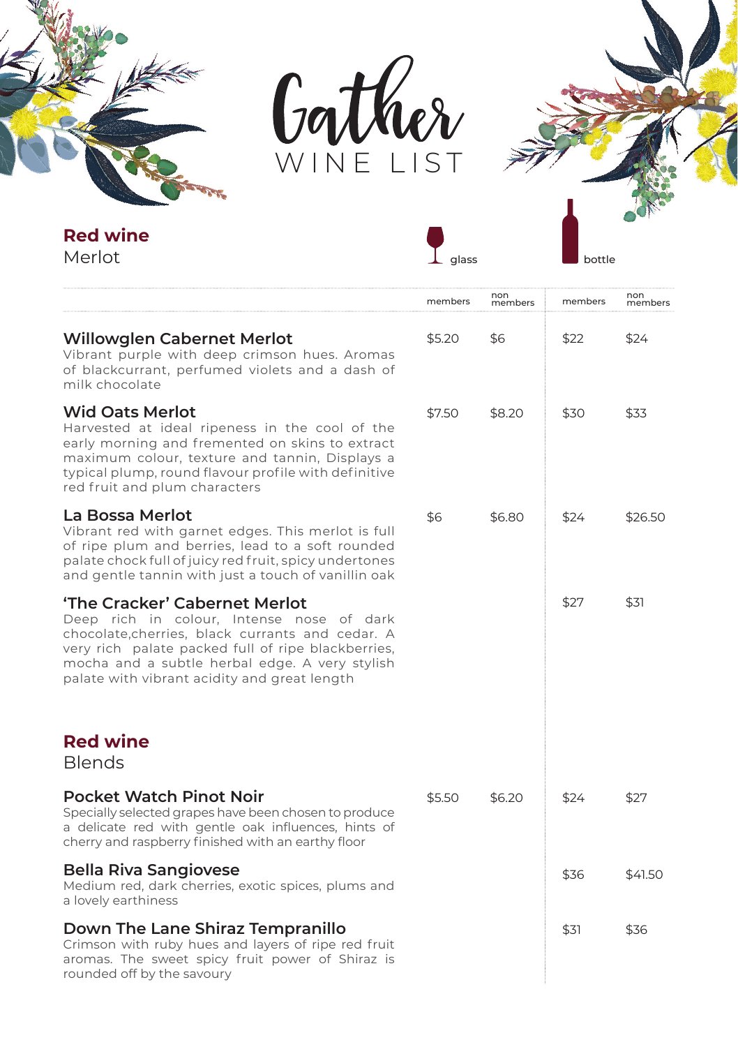# Gather

## WINE LIST

## Red wine

### Merlot

| | glass members | glass non members | bottle members | bottle non members |
|---|---|---|---|---|
| **Willowglen Cabernet Merlot**<br>Vibrant purple with deep crimson hues. Aromas of blackcurrant, perfumed violets and a dash of milk chocolate | $5.20 | $6 | $22 | $24 |
| **Wid Oats Merlot**<br>Harvested at ideal ripeness in the cool of the early morning and fremented on skins to extract maximum colour, texture and tannin, Displays a typical plump, round flavour profile with definitive red fruit and plum characters | $7.50 | $8.20 | $30 | $33 |
| **La Bossa Merlot**<br>Vibrant red with garnet edges. This merlot is full of ripe plum and berries, lead to a soft rounded palate chock full of juicy red fruit, spicy undertones and gentle tannin with just a touch of vanillin oak | $6 | $6.80 | $24 | $26.50 |
| **'The Cracker' Cabernet Merlot**<br>Deep rich in colour, Intense nose of dark chocolate,cherries, black currants and cedar. A very rich palate packed full of ripe blackberries, mocha and a subtle herbal edge. A very stylish palate with vibrant acidity and great length | | | $27 | $31 |

## Red wine

### Blends

| | glass members | glass non members | bottle members | bottle non members |
|---|---|---|---|---|
| **Pocket Watch Pinot Noir**<br>Specially selected grapes have been chosen to produce a delicate red with gentle oak influences, hints of cherry and raspberry finished with an earthy floor | $5.50 | $6.20 | $24 | $27 |
| **Bella Riva Sangiovese**<br>Medium red, dark cherries, exotic spices, plums and a lovely earthiness | | | $36 | $41.50 |
| **Down The Lane Shiraz Tempranillo**<br>Crimson with ruby hues and layers of ripe red fruit aromas. The sweet spicy fruit power of Shiraz is rounded off by the savoury | | | $31 | $36 |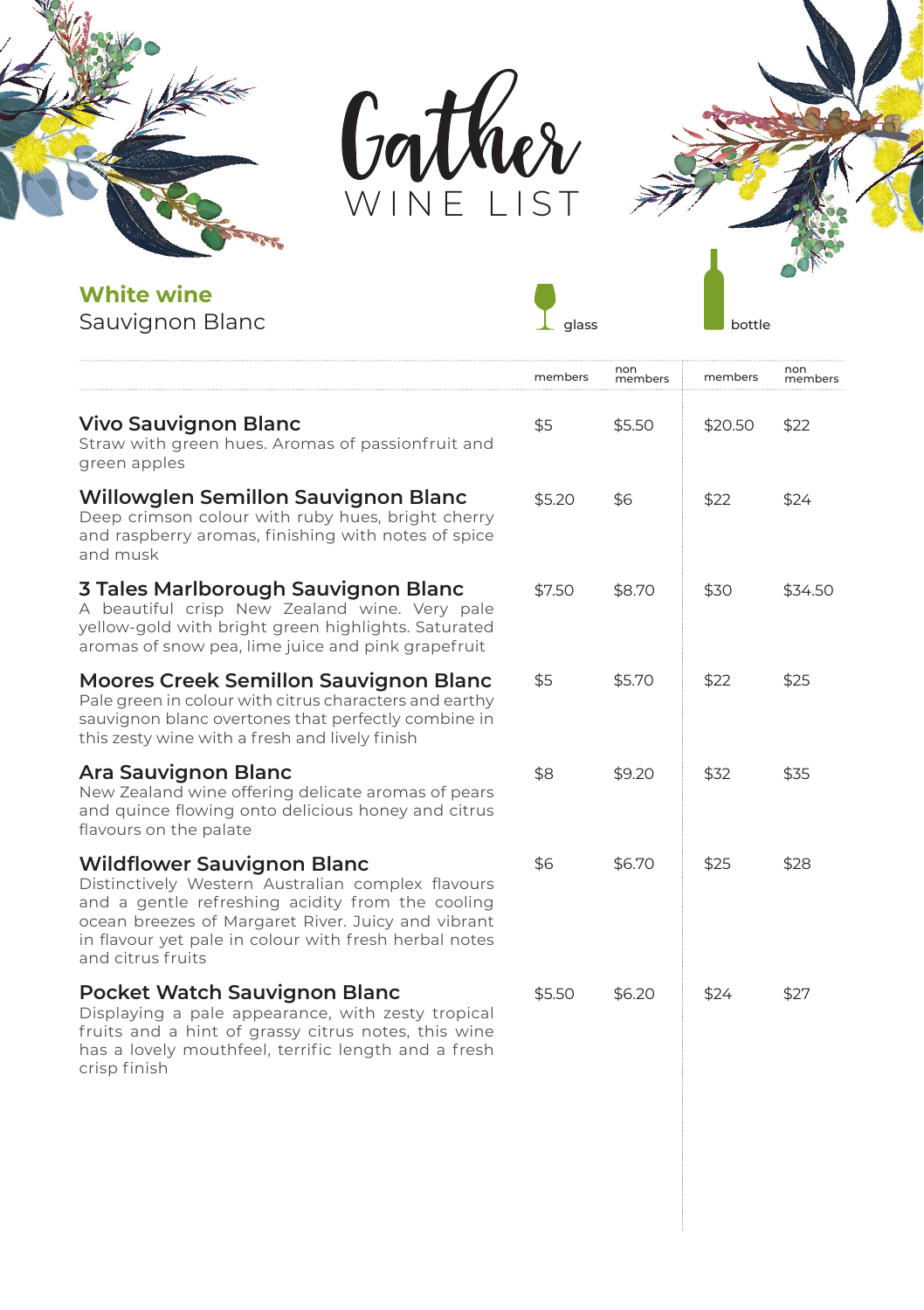# Gather

WINE LIST

## White wine

### Sauvignon Blanc

| | glass | | bottle | |
|---|---|---|---|---|
| | members | non members | members | non members |
| **Vivo Sauvignon Blanc**<br>Straw with green hues. Aromas of passionfruit and green apples | $5 | $5.50 | $20.50 | $22 |
| **Willowglen Semillon Sauvignon Blanc**<br>Deep crimson colour with ruby hues, bright cherry and raspberry aromas, finishing with notes of spice and musk | $5.20 | $6 | $22 | $24 |
| **3 Tales Marlborough Sauvignon Blanc**<br>A beautiful crisp New Zealand wine. Very pale yellow-gold with bright green highlights. Saturated aromas of snow pea, lime juice and pink grapefruit | $7.50 | $8.70 | $30 | $34.50 |
| **Moores Creek Semillon Sauvignon Blanc**<br>Pale green in colour with citrus characters and earthy sauvignon blanc overtones that perfectly combine in this zesty wine with a fresh and lively finish | $5 | $5.70 | $22 | $25 |
| **Ara Sauvignon Blanc**<br>New Zealand wine offering delicate aromas of pears and quince flowing onto delicious honey and citrus flavours on the palate | $8 | $9.20 | $32 | $35 |
| **Wildflower Sauvignon Blanc**<br>Distinctively Western Australian complex flavours and a gentle refreshing acidity from the cooling ocean breezes of Margaret River. Juicy and vibrant in flavour yet pale in colour with fresh herbal notes and citrus fruits | $6 | $6.70 | $25 | $28 |
| **Pocket Watch Sauvignon Blanc**<br>Displaying a pale appearance, with zesty tropical fruits and a hint of grassy citrus notes, this wine has a lovely mouthfeel, terrific length and a fresh crisp finish | $5.50 | $6.20 | $24 | $27 |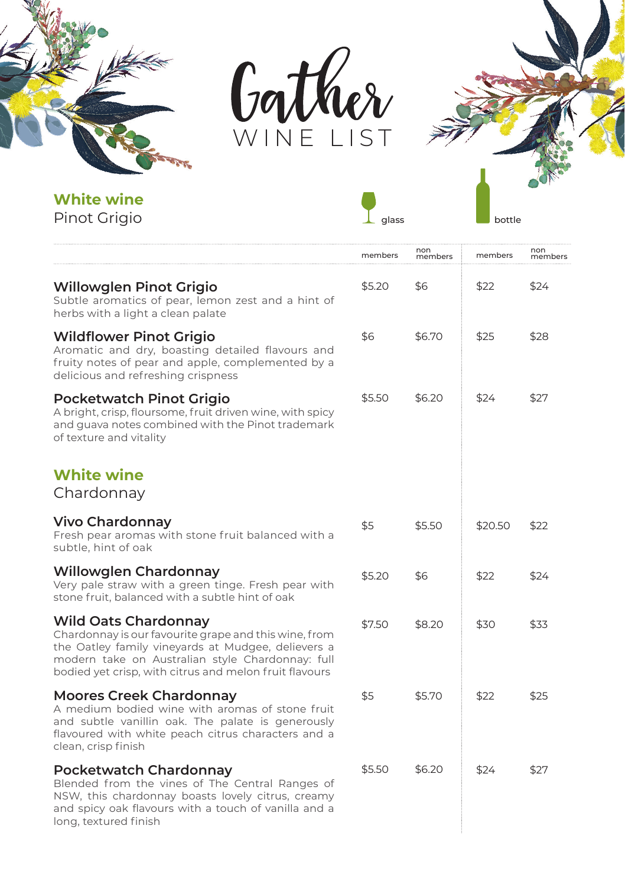# Gather

## WINE LIST

## White wine

### Pinot Grigio

| | glass | | bottle | |
|---|---|---|---|---|
| | members | non members | members | non members |
| **Willowglen Pinot Grigio**<br>Subtle aromatics of pear, lemon zest and a hint of herbs with a light a clean palate | $5.20 | $6 | $22 | $24 |
| **Wildflower Pinot Grigio**<br>Aromatic and dry, boasting detailed flavours and fruity notes of pear and apple, complemented by a delicious and refreshing crispness | $6 | $6.70 | $25 | $28 |
| **Pocketwatch Pinot Grigio**<br>A bright, crisp, floursome, fruit driven wine, with spicy and guava notes combined with the Pinot trademark of texture and vitality | $5.50 | $6.20 | $24 | $27 |

## White wine

### Chardonnay

| | glass | | bottle | |
|---|---|---|---|---|
| | members | non members | members | non members |
| **Vivo Chardonnay**<br>Fresh pear aromas with stone fruit balanced with a subtle, hint of oak | $5 | $5.50 | $20.50 | $22 |
| **Willowglen Chardonnay**<br>Very pale straw with a green tinge. Fresh pear with stone fruit, balanced with a subtle hint of oak | $5.20 | $6 | $22 | $24 |
| **Wild Oats Chardonnay**<br>Chardonnay is our favourite grape and this wine, from the Oatley family vineyards at Mudgee, delievers a modern take on Australian style Chardonnay: full bodied yet crisp, with citrus and melon fruit flavours | $7.50 | $8.20 | $30 | $33 |
| **Moores Creek Chardonnay**<br>A medium bodied wine with aromas of stone fruit and subtle vanillin oak. The palate is generously flavoured with white peach citrus characters and a clean, crisp finish | $5 | $5.70 | $22 | $25 |
| **Pocketwatch Chardonnay**<br>Blended from the vines of The Central Ranges of NSW, this chardonnay boasts lovely citrus, creamy and spicy oak flavours with a touch of vanilla and a long, textured finish | $5.50 | $6.20 | $24 | $27 |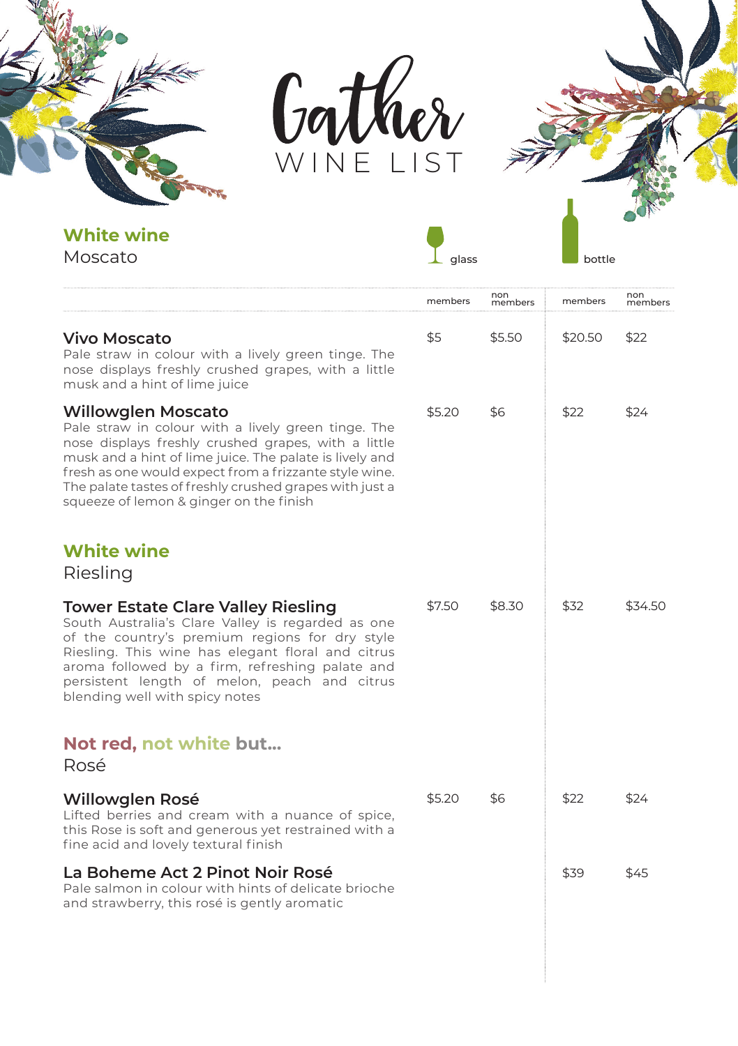# Gather

## WINE LIST

## White wine

### Moscato

| | glass members | glass non members | bottle members | bottle non members |
|---|---|---|---|---|
| **Vivo Moscato**<br>Pale straw in colour with a lively green tinge. The nose displays freshly crushed grapes, with a little musk and a hint of lime juice | $5 | $5.50 | $20.50 | $22 |
| **Willowglen Moscato**<br>Pale straw in colour with a lively green tinge. The nose displays freshly crushed grapes, with a little musk and a hint of lime juice. The palate is lively and fresh as one would expect from a frizzante style wine. The palate tastes of freshly crushed grapes with just a squeeze of lemon & ginger on the finish | $5.20 | $6 | $22 | $24 |

## White wine

### Riesling

| | glass members | glass non members | bottle members | bottle non members |
|---|---|---|---|---|
| **Tower Estate Clare Valley Riesling**<br>South Australia's Clare Valley is regarded as one of the country's premium regions for dry style Riesling. This wine has elegant floral and citrus aroma followed by a firm, refreshing palate and persistent length of melon, peach and citrus blending well with spicy notes | $7.50 | $8.30 | $32 | $34.50 |

## Not red, not white but...

### Rosé

| | glass members | glass non members | bottle members | bottle non members |
|---|---|---|---|---|
| **Willowglen Rosé**<br>Lifted berries and cream with a nuance of spice, this Rose is soft and generous yet restrained with a fine acid and lovely textural finish | $5.20 | $6 | $22 | $24 |
| **La Boheme Act 2 Pinot Noir Rosé**<br>Pale salmon in colour with hints of delicate brioche and strawberry, this rosé is gently aromatic | | | $39 | $45 |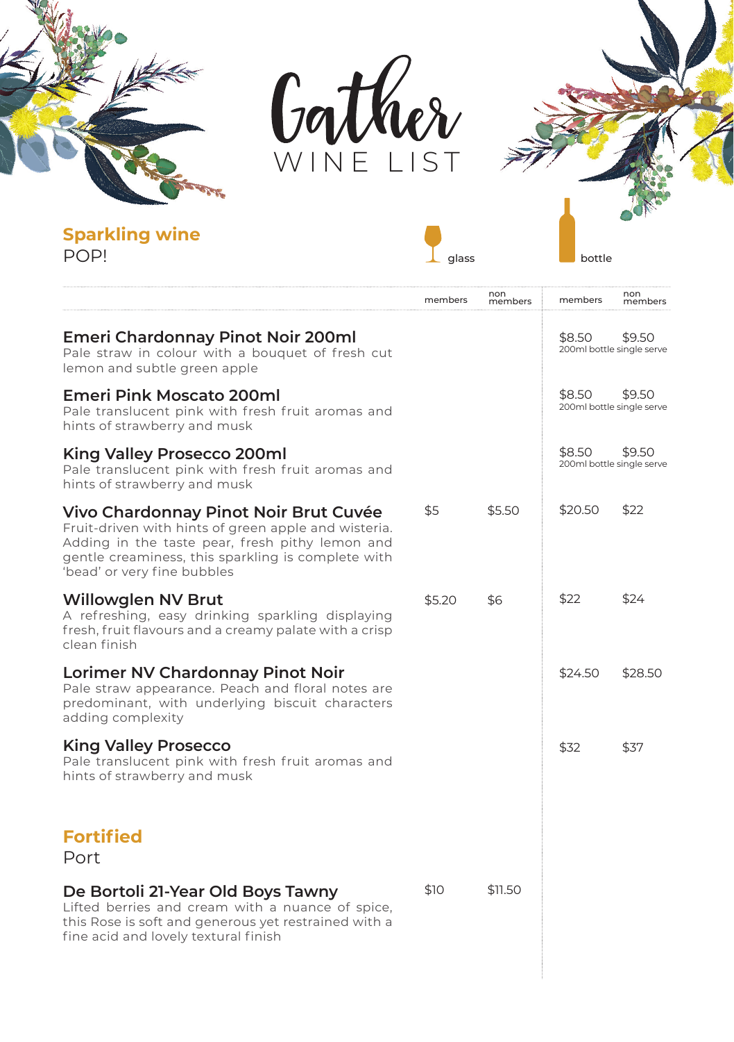# Gather
## WINE LIST

## Sparkling wine
POP!

| | glass | | bottle | |
|---|---|---|---|---|
| | members | non members | members | non members |
| **Emeri Chardonnay Pinot Noir 200ml**<br>Pale straw in colour with a bouquet of fresh cut lemon and subtle green apple | | | $8.50 | $9.50<br>200ml bottle single serve |
| **Emeri Pink Moscato 200ml**<br>Pale translucent pink with fresh fruit aromas and hints of strawberry and musk | | | $8.50 | $9.50<br>200ml bottle single serve |
| **King Valley Prosecco 200ml**<br>Pale translucent pink with fresh fruit aromas and hints of strawberry and musk | | | $8.50 | $9.50<br>200ml bottle single serve |
| **Vivo Chardonnay Pinot Noir Brut Cuvée**<br>Fruit-driven with hints of green apple and wisteria. Adding in the taste pear, fresh pithy lemon and gentle creaminess, this sparkling is complete with 'bead' or very fine bubbles | $5 | $5.50 | $20.50 | $22 |
| **Willowglen NV Brut**<br>A refreshing, easy drinking sparkling displaying fresh, fruit flavours and a creamy palate with a crisp clean finish | $5.20 | $6 | $22 | $24 |
| **Lorimer NV Chardonnay Pinot Noir**<br>Pale straw appearance. Peach and floral notes are predominant, with underlying biscuit characters adding complexity | | | $24.50 | $28.50 |
| **King Valley Prosecco**<br>Pale translucent pink with fresh fruit aromas and hints of strawberry and musk | | | $32 | $37 |

## Fortified
Port

| | glass | | bottle | |
|---|---|---|---|---|
| | members | non members | members | non members |
| **De Bortoli 21-Year Old Boys Tawny**<br>Lifted berries and cream with a nuance of spice, this Rose is soft and generous yet restrained with a fine acid and lovely textural finish | $10 | $11.50 | | |